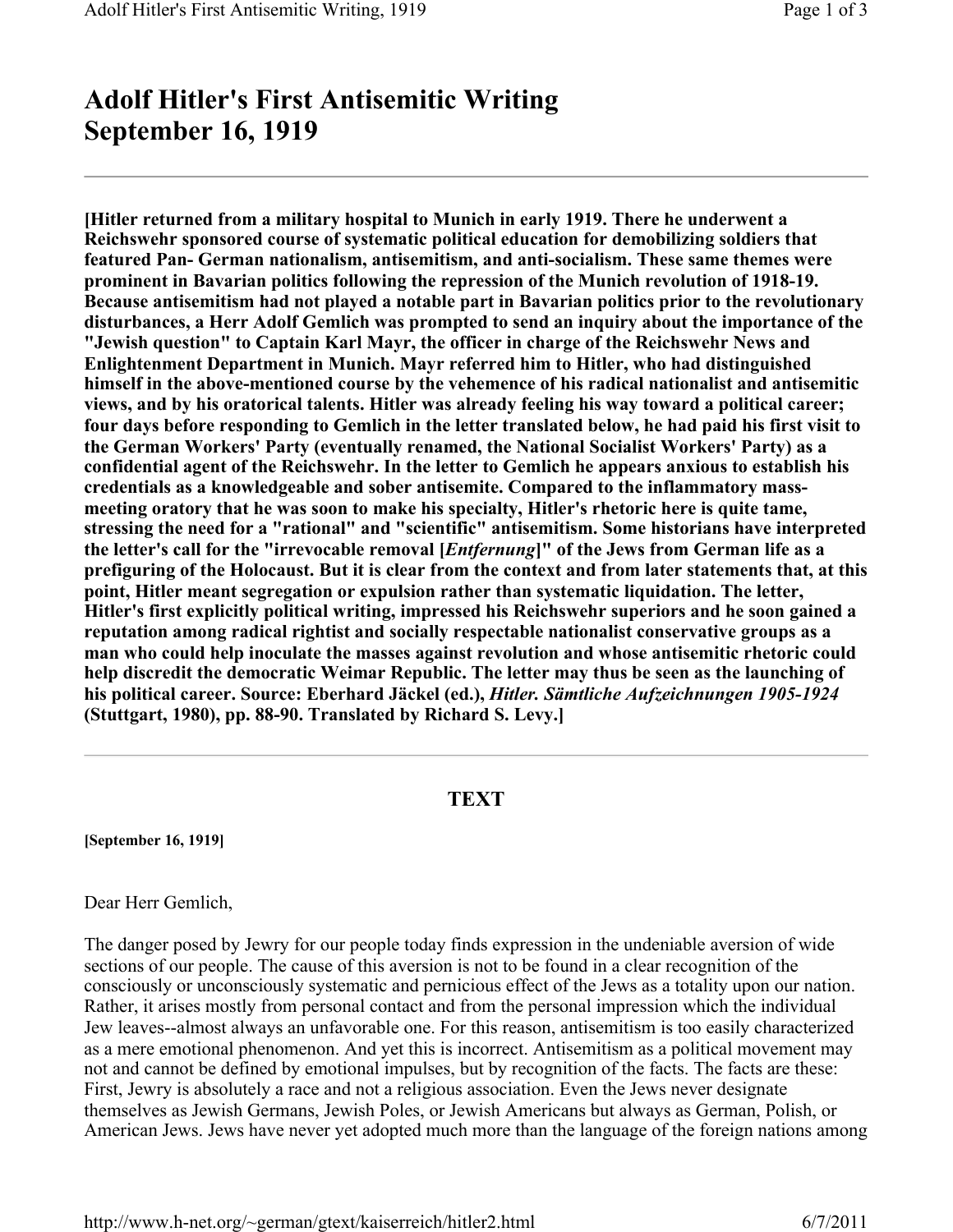# Adolf Hitler's First Antisemitic Writing September 16, 1919

---

**[Hitler returned from a military hospital to Munich in early 1919. There he underwent a Reichswehr sponsored course of systematic political education for demobilizing soldiers that featured Pan- German nationalism, antisemitism, and anti-socialism. These same themes were prominent in Bavarian politics following the repression of the Munich revolution of 1918-19. Because antisemitism had not played a notable part in Bavarian politics prior to the revolutionary disturbances, a Herr Adolf Gemlich was prompted to send an inquiry about the importance of the "Jewish question" to Captain Karl Mayr, the officer in charge of the Reichswehr News and Enlightenment Department in Munich. Mayr referred him to Hitler, who had distinguished himself in the above-mentioned course by the vehemence of his radical nationalist and antisemitic views, and by his oratorical talents. Hitler was already feeling his way toward a political career; four days before responding to Gemlich in the letter translated below, he had paid his first visit to the German Workers' Party (eventually renamed, the National Socialist Workers' Party) as a confidential agent of the Reichswehr. In the letter to Gemlich he appears anxious to establish his credentials as a knowledgeable and sober antisemite. Compared to the inflammatory mass-meeting oratory that he was soon to make his specialty, Hitler's rhetoric here is quite tame, stressing the need for a "rational" and "scientific" antisemitism. Some historians have interpreted the letter's call for the "irrevocable removal [*Entfernung*]" of the Jews from German life as a prefiguring of the Holocaust. But it is clear from the context and from later statements that, at this point, Hitler meant segregation or expulsion rather than systematic liquidation. The letter, Hitler's first explicitly political writing, impressed his Reichswehr superiors and he soon gained a reputation among radical rightist and socially respectable nationalist conservative groups as a man who could help inoculate the masses against revolution and whose antisemitic rhetoric could help discredit the democratic Weimar Republic. The letter may thus be seen as the launching of his political career. Source: Eberhard Jäckel (ed.), *Hitler. Sämtliche Aufzeichnungen 1905-1924* (Stuttgart, 1980), pp. 88-90. Translated by Richard S. Levy.]**

---

## TEXT

**[September 16, 1919]**

Dear Herr Gemlich,

The danger posed by Jewry for our people today finds expression in the undeniable aversion of wide sections of our people. The cause of this aversion is not to be found in a clear recognition of the consciously or unconsciously systematic and pernicious effect of the Jews as a totality upon our nation. Rather, it arises mostly from personal contact and from the personal impression which the individual Jew leaves--almost always an unfavorable one. For this reason, antisemitism is too easily characterized as a mere emotional phenomenon. And yet this is incorrect. Antisemitism as a political movement may not and cannot be defined by emotional impulses, but by recognition of the facts. The facts are these: First, Jewry is absolutely a race and not a religious association. Even the Jews never designate themselves as Jewish Germans, Jewish Poles, or Jewish Americans but always as German, Polish, or American Jews. Jews have never yet adopted much more than the language of the foreign nations among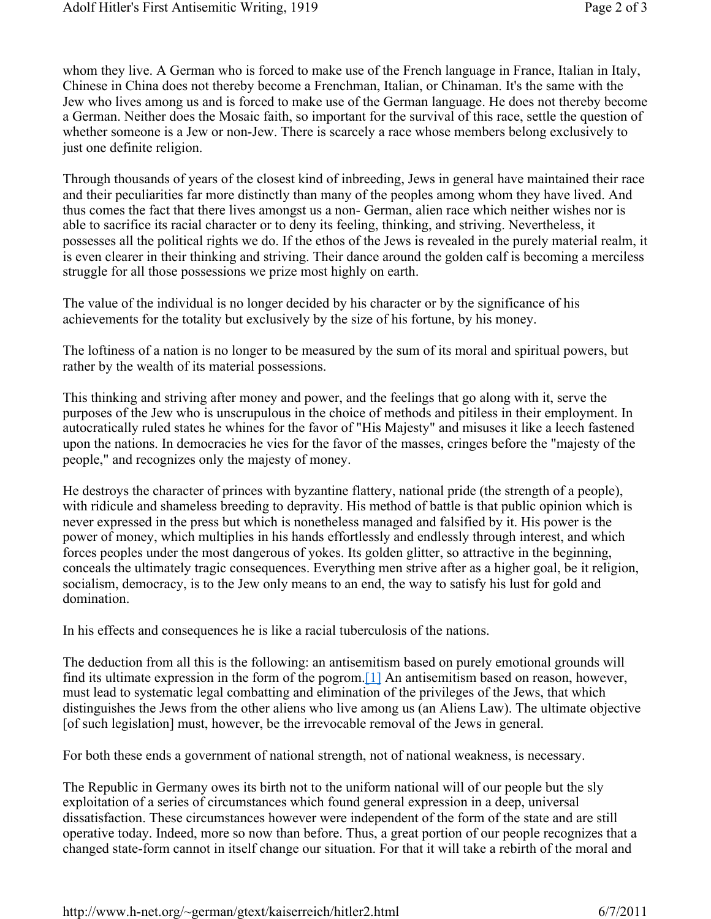whom they live. A German who is forced to make use of the French language in France, Italian in Italy, Chinese in China does not thereby become a Frenchman, Italian, or Chinaman. It's the same with the Jew who lives among us and is forced to make use of the German language. He does not thereby become a German. Neither does the Mosaic faith, so important for the survival of this race, settle the question of whether someone is a Jew or non-Jew. There is scarcely a race whose members belong exclusively to just one definite religion.

Through thousands of years of the closest kind of inbreeding, Jews in general have maintained their race and their peculiarities far more distinctly than many of the peoples among whom they have lived. And thus comes the fact that there lives amongst us a non- German, alien race which neither wishes nor is able to sacrifice its racial character or to deny its feeling, thinking, and striving. Nevertheless, it possesses all the political rights we do. If the ethos of the Jews is revealed in the purely material realm, it is even clearer in their thinking and striving. Their dance around the golden calf is becoming a merciless struggle for all those possessions we prize most highly on earth.

The value of the individual is no longer decided by his character or by the significance of his achievements for the totality but exclusively by the size of his fortune, by his money.

The loftiness of a nation is no longer to be measured by the sum of its moral and spiritual powers, but rather by the wealth of its material possessions.

This thinking and striving after money and power, and the feelings that go along with it, serve the purposes of the Jew who is unscrupulous in the choice of methods and pitiless in their employment. In autocratically ruled states he whines for the favor of "His Majesty" and misuses it like a leech fastened upon the nations. In democracies he vies for the favor of the masses, cringes before the "majesty of the people," and recognizes only the majesty of money.

He destroys the character of princes with byzantine flattery, national pride (the strength of a people), with ridicule and shameless breeding to depravity. His method of battle is that public opinion which is never expressed in the press but which is nonetheless managed and falsified by it. His power is the power of money, which multiplies in his hands effortlessly and endlessly through interest, and which forces peoples under the most dangerous of yokes. Its golden glitter, so attractive in the beginning, conceals the ultimately tragic consequences. Everything men strive after as a higher goal, be it religion, socialism, democracy, is to the Jew only means to an end, the way to satisfy his lust for gold and domination.

In his effects and consequences he is like a racial tuberculosis of the nations.

The deduction from all this is the following: an antisemitism based on purely emotional grounds will find its ultimate expression in the form of the pogrom.[1] An antisemitism based on reason, however, must lead to systematic legal combatting and elimination of the privileges of the Jews, that which distinguishes the Jews from the other aliens who live among us (an Aliens Law). The ultimate objective [of such legislation] must, however, be the irrevocable removal of the Jews in general.

For both these ends a government of national strength, not of national weakness, is necessary.

The Republic in Germany owes its birth not to the uniform national will of our people but the sly exploitation of a series of circumstances which found general expression in a deep, universal dissatisfaction. These circumstances however were independent of the form of the state and are still operative today. Indeed, more so now than before. Thus, a great portion of our people recognizes that a changed state-form cannot in itself change our situation. For that it will take a rebirth of the moral and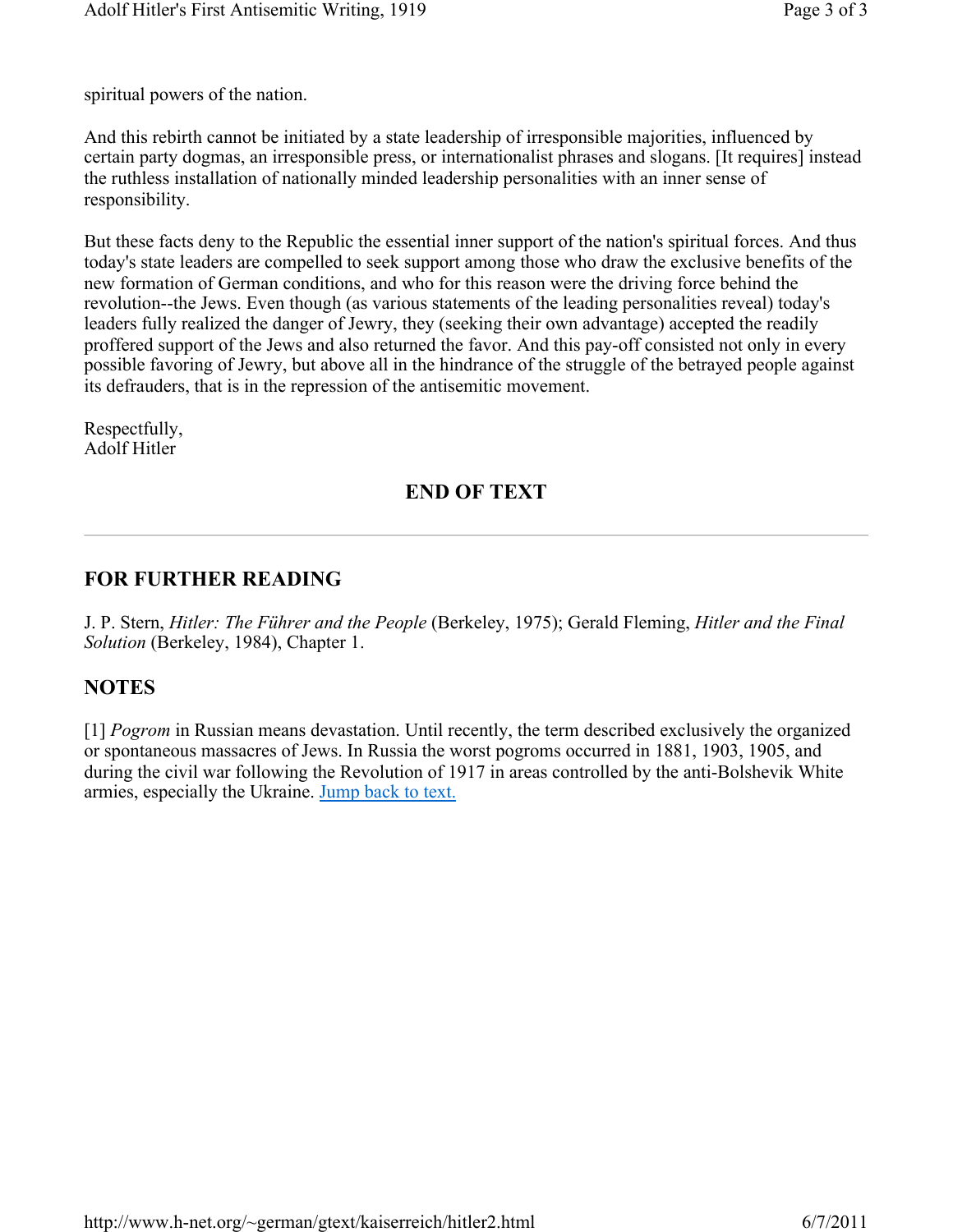spiritual powers of the nation.

And this rebirth cannot be initiated by a state leadership of irresponsible majorities, influenced by certain party dogmas, an irresponsible press, or internationalist phrases and slogans. [It requires] instead the ruthless installation of nationally minded leadership personalities with an inner sense of responsibility.

But these facts deny to the Republic the essential inner support of the nation's spiritual forces. And thus today's state leaders are compelled to seek support among those who draw the exclusive benefits of the new formation of German conditions, and who for this reason were the driving force behind the revolution--the Jews. Even though (as various statements of the leading personalities reveal) today's leaders fully realized the danger of Jewry, they (seeking their own advantage) accepted the readily proffered support of the Jews and also returned the favor. And this pay-off consisted not only in every possible favoring of Jewry, but above all in the hindrance of the struggle of the betrayed people against its defrauders, that is in the repression of the antisemitic movement.

Respectfully,
Adolf Hitler

**END OF TEXT**

---

## FOR FURTHER READING

J. P. Stern, *Hitler: The Führer and the People* (Berkeley, 1975); Gerald Fleming, *Hitler and the Final Solution* (Berkeley, 1984), Chapter 1.

## NOTES

[1] *Pogrom* in Russian means devastation. Until recently, the term described exclusively the organized or spontaneous massacres of Jews. In Russia the worst pogroms occurred in 1881, 1903, 1905, and during the civil war following the Revolution of 1917 in areas controlled by the anti-Bolshevik White armies, especially the Ukraine. Jump back to text.